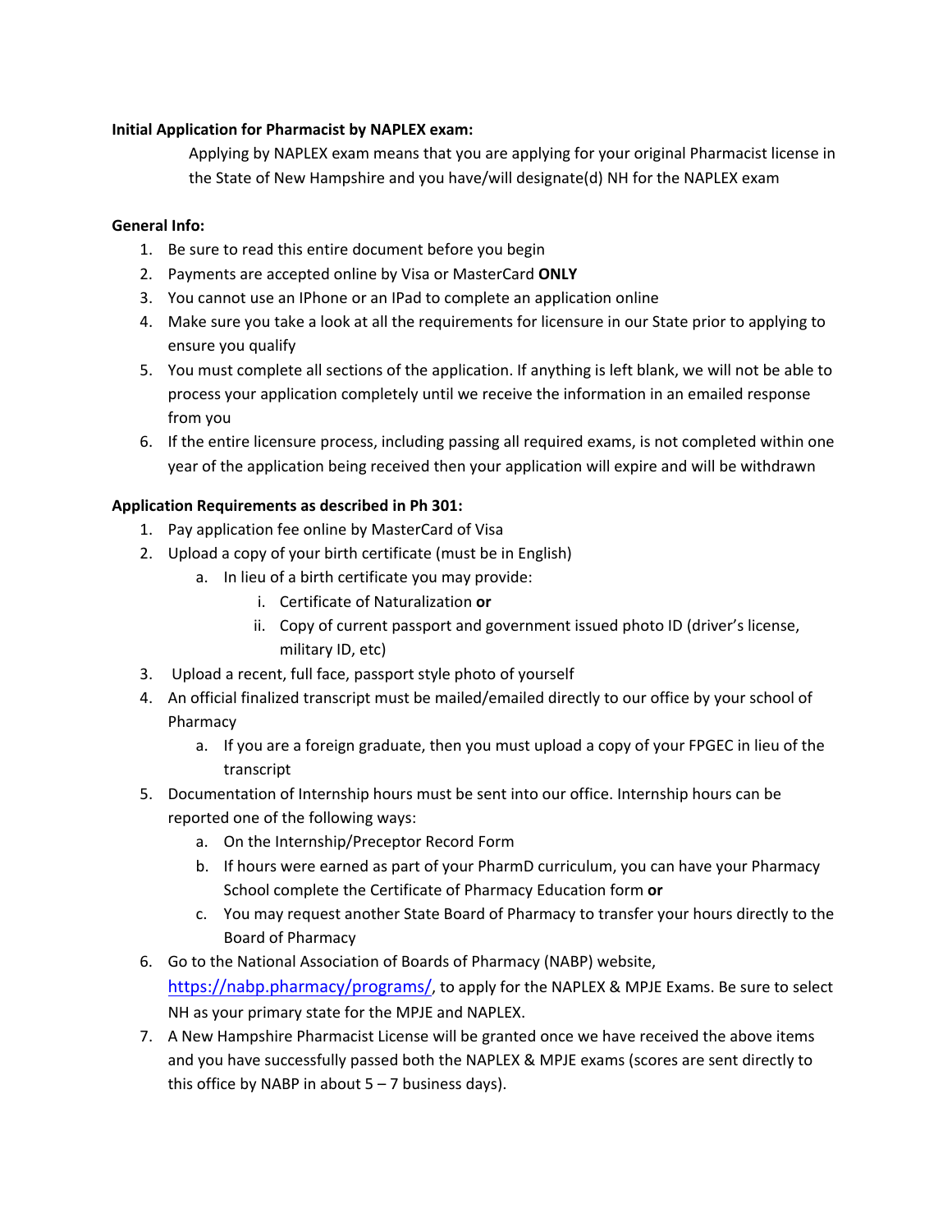**Initial Application for Pharmacist by NAPLEX exam:**

Applying by NAPLEX exam means that you are applying for your original Pharmacist license in the State of New Hampshire and you have/will designate(d) NH for the NAPLEX exam

**General Info:**

1. Be sure to read this entire document before you begin
2. Payments are accepted online by Visa or MasterCard **ONLY**
3. You cannot use an IPhone or an IPad to complete an application online
4. Make sure you take a look at all the requirements for licensure in our State prior to applying to ensure you qualify
5. You must complete all sections of the application. If anything is left blank, we will not be able to process your application completely until we receive the information in an emailed response from you
6. If the entire licensure process, including passing all required exams, is not completed within one year of the application being received then your application will expire and will be withdrawn

**Application Requirements as described in Ph 301:**

1. Pay application fee online by MasterCard of Visa
2. Upload a copy of your birth certificate (must be in English)
   a. In lieu of a birth certificate you may provide:
      i. Certificate of Naturalization **or**
      ii. Copy of current passport and government issued photo ID (driver's license, military ID, etc)
3. Upload a recent, full face, passport style photo of yourself
4. An official finalized transcript must be mailed/emailed directly to our office by your school of Pharmacy
   a. If you are a foreign graduate, then you must upload a copy of your FPGEC in lieu of the transcript
5. Documentation of Internship hours must be sent into our office. Internship hours can be reported one of the following ways:
   a. On the Internship/Preceptor Record Form
   b. If hours were earned as part of your PharmD curriculum, you can have your Pharmacy School complete the Certificate of Pharmacy Education form **or**
   c. You may request another State Board of Pharmacy to transfer your hours directly to the Board of Pharmacy
6. Go to the National Association of Boards of Pharmacy (NABP) website, https://nabp.pharmacy/programs/, to apply for the NAPLEX & MPJE Exams. Be sure to select NH as your primary state for the MPJE and NAPLEX.
7. A New Hampshire Pharmacist License will be granted once we have received the above items and you have successfully passed both the NAPLEX & MPJE exams (scores are sent directly to this office by NABP in about 5 – 7 business days).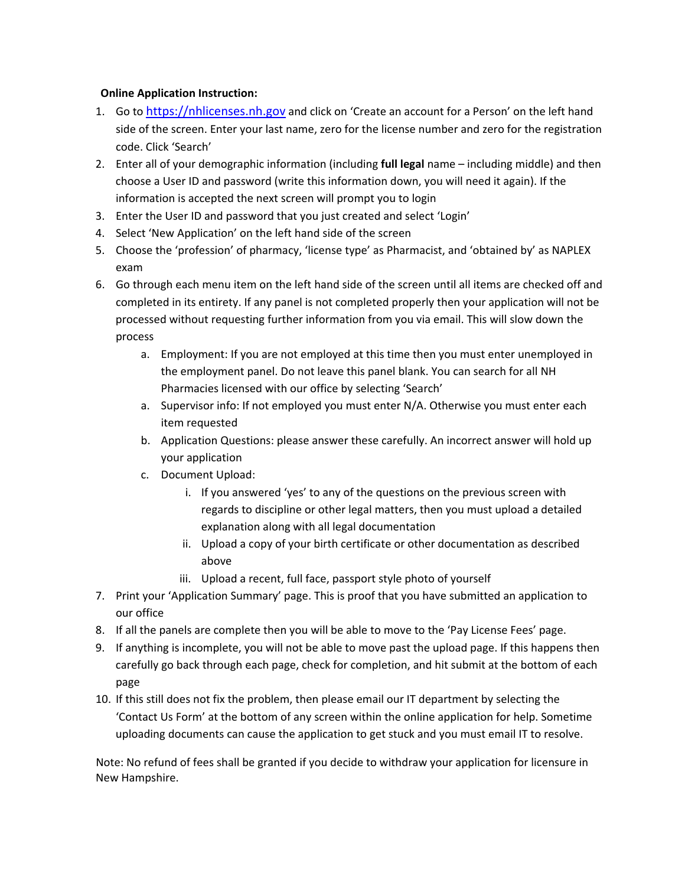**Online Application Instruction:**

1. Go to https://nhlicenses.nh.gov and click on 'Create an account for a Person' on the left hand side of the screen. Enter your last name, zero for the license number and zero for the registration code. Click 'Search'
2. Enter all of your demographic information (including **full legal** name – including middle) and then choose a User ID and password (write this information down, you will need it again). If the information is accepted the next screen will prompt you to login
3. Enter the User ID and password that you just created and select 'Login'
4. Select 'New Application' on the left hand side of the screen
5. Choose the 'profession' of pharmacy, 'license type' as Pharmacist, and 'obtained by' as NAPLEX exam
6. Go through each menu item on the left hand side of the screen until all items are checked off and completed in its entirety. If any panel is not completed properly then your application will not be processed without requesting further information from you via email. This will slow down the process
   a. Employment: If you are not employed at this time then you must enter unemployed in the employment panel. Do not leave this panel blank. You can search for all NH Pharmacies licensed with our office by selecting 'Search'
   a. Supervisor info: If not employed you must enter N/A. Otherwise you must enter each item requested
   b. Application Questions: please answer these carefully. An incorrect answer will hold up your application
   c. Document Upload:
      i. If you answered 'yes' to any of the questions on the previous screen with regards to discipline or other legal matters, then you must upload a detailed explanation along with all legal documentation
      ii. Upload a copy of your birth certificate or other documentation as described above
      iii. Upload a recent, full face, passport style photo of yourself
7. Print your 'Application Summary' page. This is proof that you have submitted an application to our office
8. If all the panels are complete then you will be able to move to the 'Pay License Fees' page.
9. If anything is incomplete, you will not be able to move past the upload page. If this happens then carefully go back through each page, check for completion, and hit submit at the bottom of each page
10. If this still does not fix the problem, then please email our IT department by selecting the 'Contact Us Form' at the bottom of any screen within the online application for help. Sometime uploading documents can cause the application to get stuck and you must email IT to resolve.

Note: No refund of fees shall be granted if you decide to withdraw your application for licensure in New Hampshire.